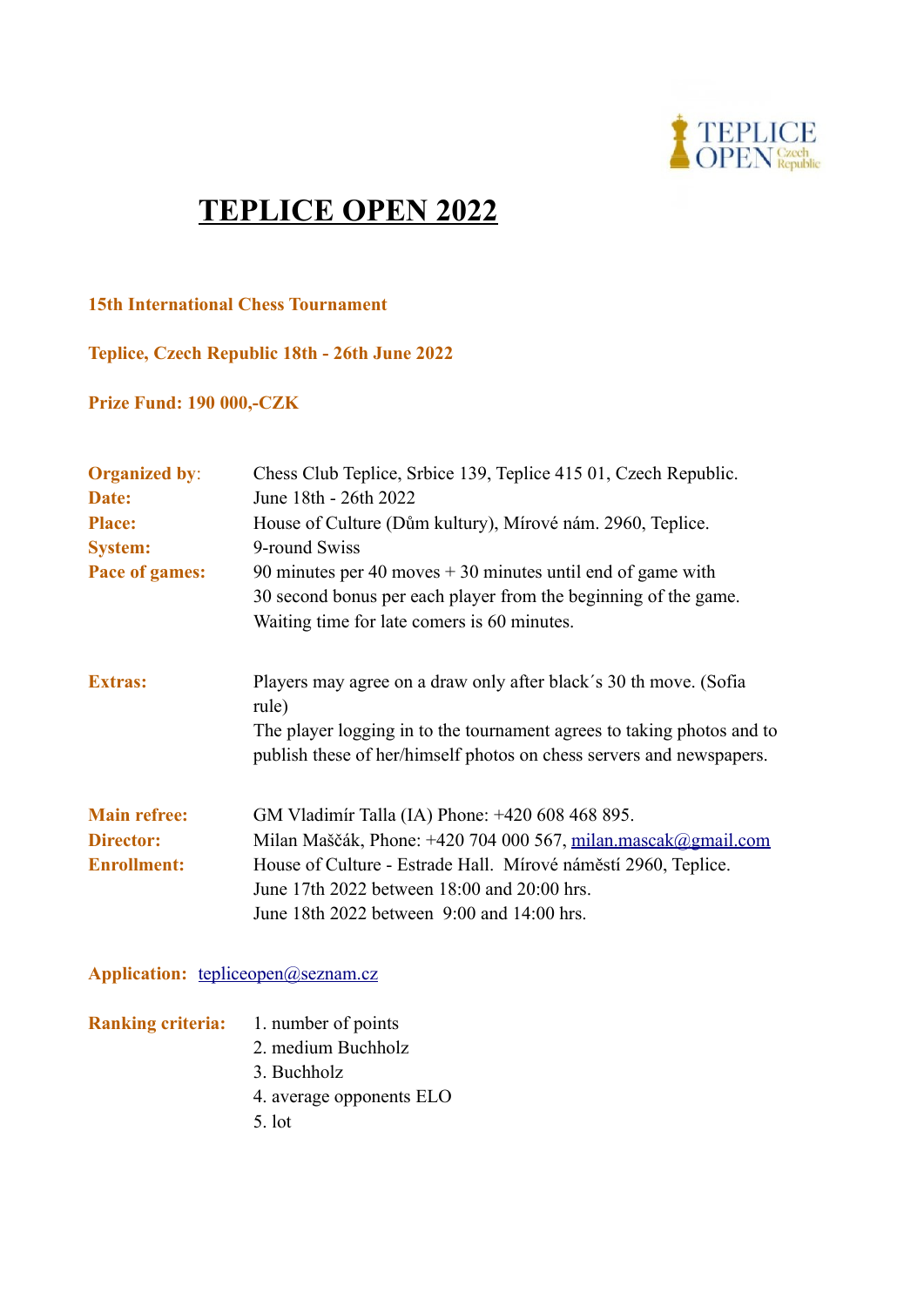# TEPLICE OPEN 2022

**15th International Chess Tournament**

**Teplice, Czech Republic 18th - 26th June 2022**

**Prize Fund: 190 000,-CZK**

**Organized by:** Chess Club Teplice, Srbice 139, Teplice 415 01, Czech Republic.
**Date:** June 18th - 26th 2022
**Place:** House of Culture (Dům kultury), Mírové nám. 2960, Teplice.
**System:** 9-round Swiss
**Pace of games:** 90 minutes per 40 moves + 30 minutes until end of game with 30 second bonus per each player from the beginning of the game. Waiting time for late comers is 60 minutes.

**Extras:** Players may agree on a draw only after black´s 30 th move. (Sofia rule)
The player logging in to the tournament agrees to taking photos and to publish these of her/himself photos on chess servers and newspapers.

**Main refree:** GM Vladimír Talla (IA) Phone: +420 608 468 895.
**Director:** Milan Maščák, Phone: +420 704 000 567, milan.mascak@gmail.com
**Enrollment:** House of Culture - Estrade Hall. Mírové náměstí 2960, Teplice.
June 17th 2022 between 18:00 and 20:00 hrs.
June 18th 2022 between 9:00 and 14:00 hrs.

**Application:** tepliceopen@seznam.cz

**Ranking criteria:**
1. number of points
2. medium Buchholz
3. Buchholz
4. average opponents ELO
5. lot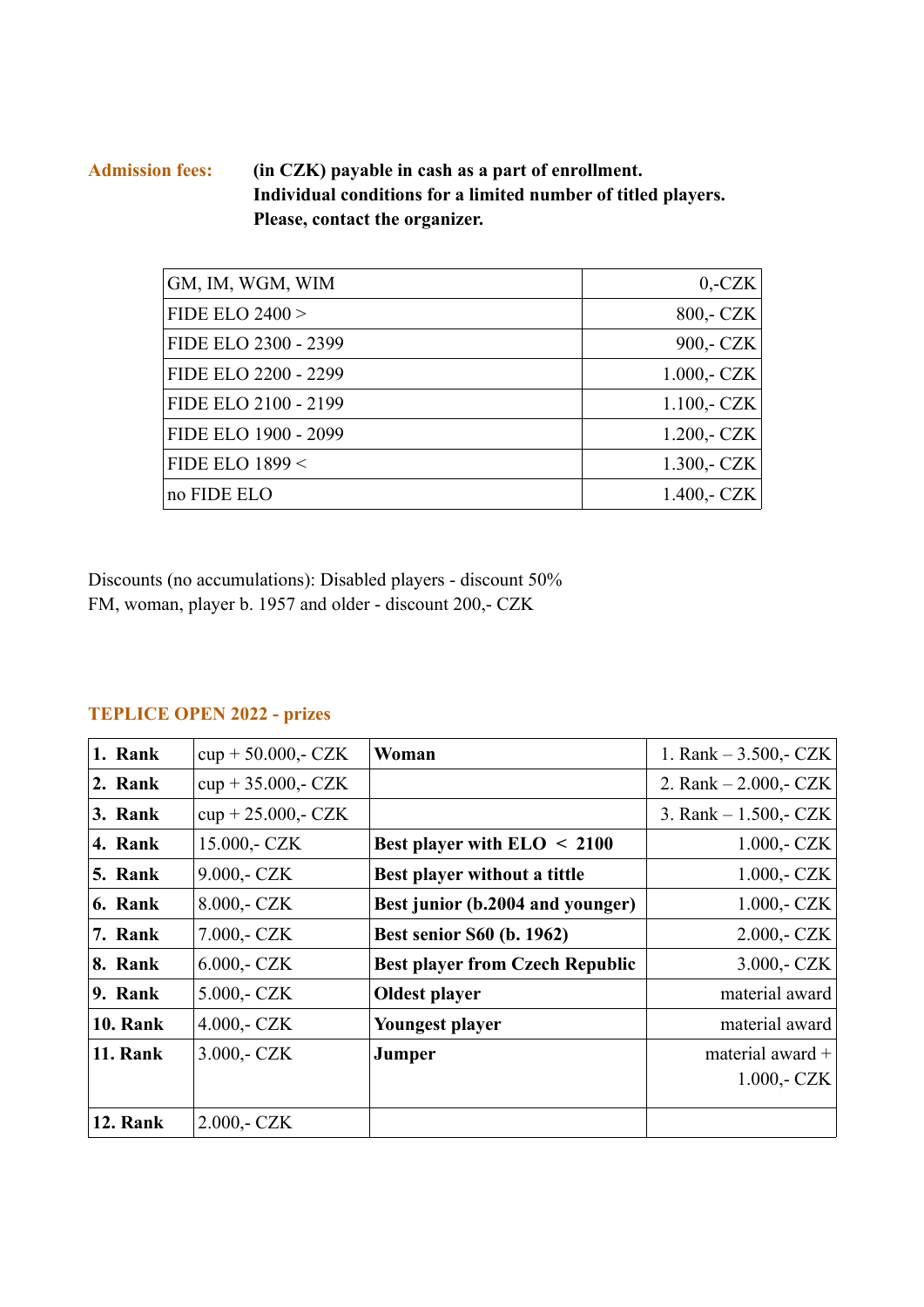**Admission fees:** **(in CZK) payable in cash as a part of enrollment. Individual conditions for a limited number of titled players. Please, contact the organizer.**

| | |
|---|---|
| GM, IM, WGM, WIM | 0,-CZK |
| FIDE ELO 2400 > | 800,- CZK |
| FIDE ELO 2300 - 2399 | 900,- CZK |
| FIDE ELO 2200 - 2299 | 1.000,- CZK |
| FIDE ELO 2100 - 2199 | 1.100,- CZK |
| FIDE ELO 1900 - 2099 | 1.200,- CZK |
| FIDE ELO 1899 < | 1.300,- CZK |
| no FIDE ELO | 1.400,- CZK |

Discounts (no accumulations): Disabled players - discount 50%
FM, woman, player b. 1957 and older - discount 200,- CZK

## TEPLICE OPEN 2022 - prizes

| | | | |
|---|---|---|---|
| **1. Rank** | cup + 50.000,- CZK | **Woman** | 1. Rank – 3.500,- CZK |
| **2. Rank** | cup + 35.000,- CZK | | 2. Rank – 2.000,- CZK |
| **3. Rank** | cup + 25.000,- CZK | | 3. Rank – 1.500,- CZK |
| **4. Rank** | 15.000,- CZK | **Best player with ELO < 2100** | 1.000,- CZK |
| **5. Rank** | 9.000,- CZK | **Best player without a tittle** | 1.000,- CZK |
| **6. Rank** | 8.000,- CZK | **Best junior (b.2004 and younger)** | 1.000,- CZK |
| **7. Rank** | 7.000,- CZK | **Best senior S60 (b. 1962)** | 2.000,- CZK |
| **8. Rank** | 6.000,- CZK | **Best player from Czech Republic** | 3.000,- CZK |
| **9. Rank** | 5.000,- CZK | **Oldest player** | material award |
| **10. Rank** | 4.000,- CZK | **Youngest player** | material award |
| **11. Rank** | 3.000,- CZK | **Jumper** | material award + 1.000,- CZK |
| **12. Rank** | 2.000,- CZK | | |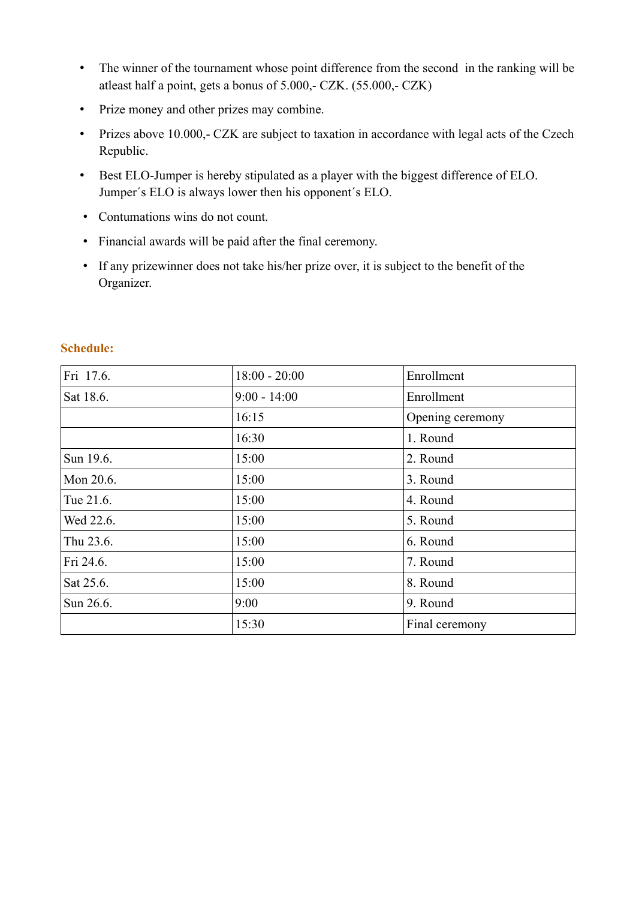- The winner of the tournament whose point difference from the second  in the ranking will be atleast half a point, gets a bonus of 5.000,- CZK. (55.000,- CZK)
- Prize money and other prizes may combine.
- Prizes above 10.000,- CZK are subject to taxation in accordance with legal acts of the Czech Republic.
- Best ELO-Jumper is hereby stipulated as a player with the biggest difference of ELO. Jumper´s ELO is always lower then his opponent´s ELO.
- Contumations wins do not count.
- Financial awards will be paid after the final ceremony.
- If any prizewinner does not take his/her prize over, it is subject to the benefit of the Organizer.

**Schedule:**

| | | |
|---|---|---|
| Fri  17.6. | 18:00 - 20:00 | Enrollment |
| Sat 18.6. | 9:00 - 14:00 | Enrollment |
| | 16:15 | Opening ceremony |
| | 16:30 | 1. Round |
| Sun 19.6. | 15:00 | 2. Round |
| Mon 20.6. | 15:00 | 3. Round |
| Tue 21.6. | 15:00 | 4. Round |
| Wed 22.6. | 15:00 | 5. Round |
| Thu 23.6. | 15:00 | 6. Round |
| Fri 24.6. | 15:00 | 7. Round |
| Sat 25.6. | 15:00 | 8. Round |
| Sun 26.6. | 9:00 | 9. Round |
| | 15:30 | Final ceremony |